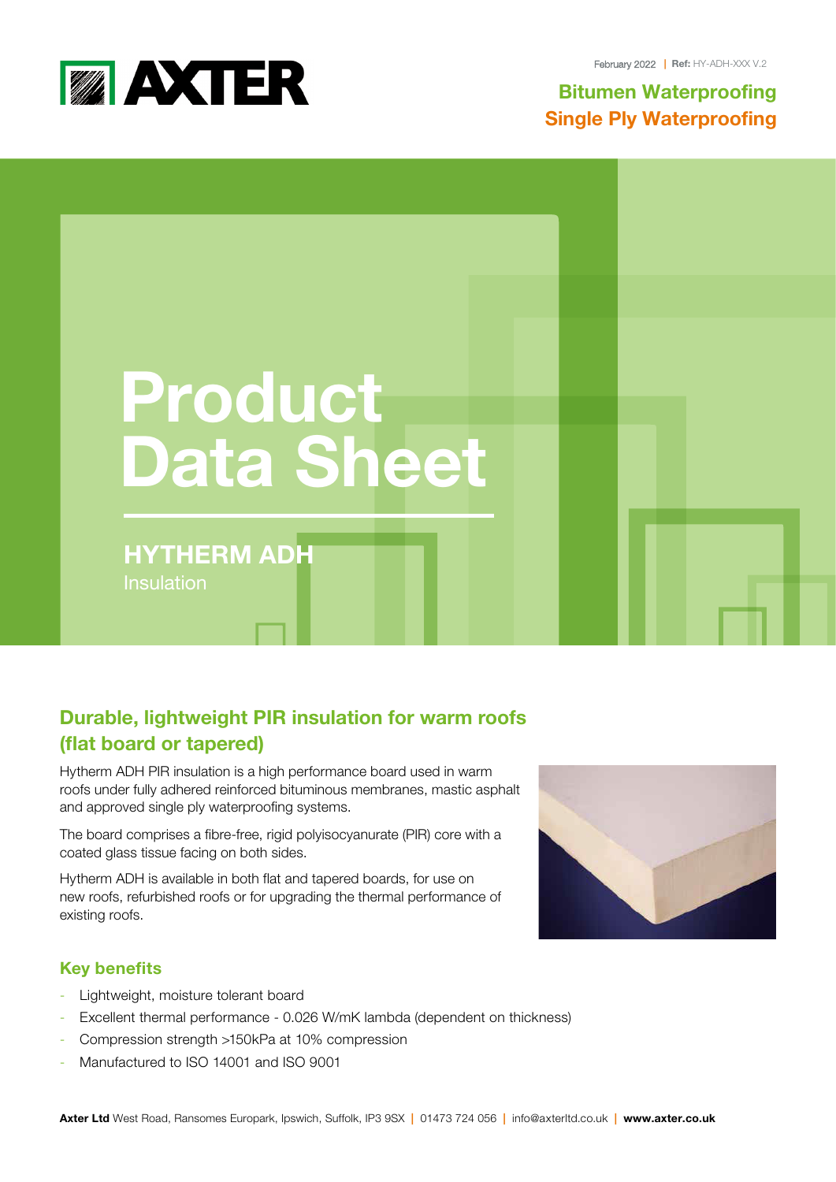February 2022 | **Ref:** HY-ADH-XXX V.2

**Bitumen Waterproofing**
**Single Ply Waterproofing**

# Product Data Sheet

## HYTHERM ADH

Insulation

## Durable, lightweight PIR insulation for warm roofs (flat board or tapered)

Hytherm ADH PIR insulation is a high performance board used in warm roofs under fully adhered reinforced bituminous membranes, mastic asphalt and approved single ply waterproofing systems.

The board comprises a fibre-free, rigid polyisocyanurate (PIR) core with a coated glass tissue facing on both sides.

Hytherm ADH is available in both flat and tapered boards, for use on new roofs, refurbished roofs or for upgrading the thermal performance of existing roofs.

### Key benefits

- Lightweight, moisture tolerant board
- Excellent thermal performance - 0.026 W/mK lambda (dependent on thickness)
- Compression strength >150kPa at 10% compression
- Manufactured to ISO 14001 and ISO 9001

**Axter Ltd** West Road, Ransomes Europark, Ipswich, Suffolk, IP3 9SX | 01473 724 056 | info@axterltd.co.uk | **www.axter.co.uk**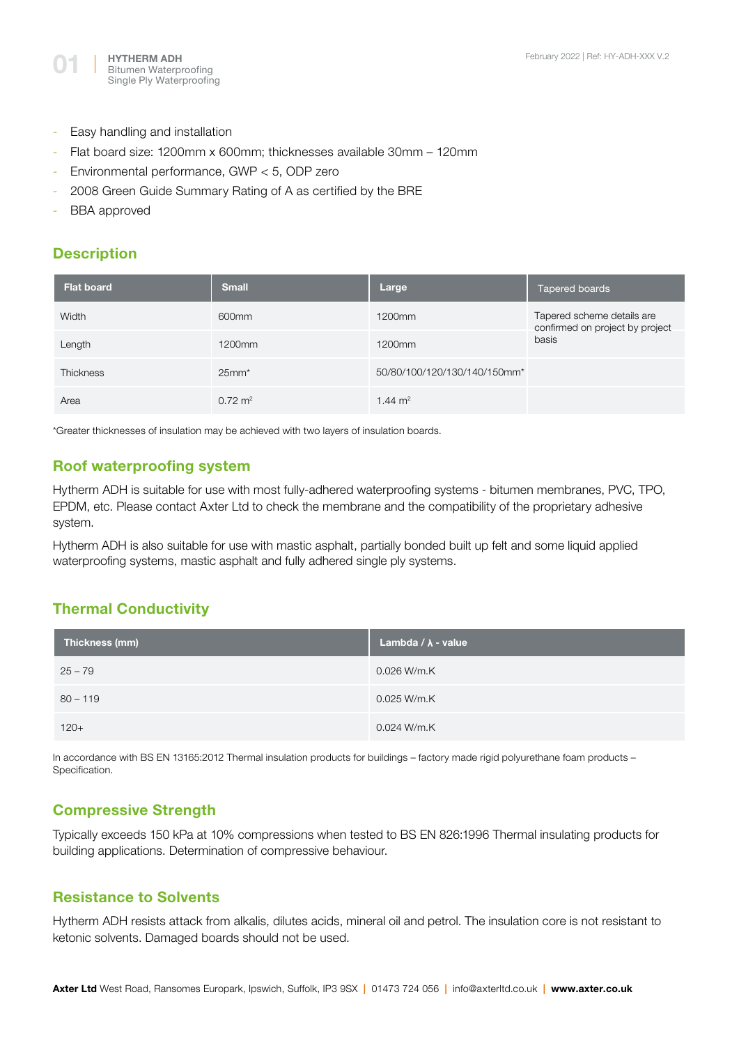- Easy handling and installation
- Flat board size: 1200mm x 600mm; thicknesses available 30mm – 120mm
- Environmental performance, GWP < 5, ODP zero
- 2008 Green Guide Summary Rating of A as certified by the BRE
- BBA approved

## Description

| Flat board | Small | Large | Tapered boards |
|---|---|---|---|
| Width | 600mm | 1200mm | Tapered scheme details are confirmed on project by project basis |
| Length | 1200mm | 1200mm | |
| Thickness | 25mm* | 50/80/100/120/130/140/150mm* | |
| Area | 0.72 m$^2$ | 1.44 m$^2$ | |

*Greater thicknesses of insulation may be achieved with two layers of insulation boards.

## Roof waterproofing system

Hytherm ADH is suitable for use with most fully-adhered waterproofing systems - bitumen membranes, PVC, TPO, EPDM, etc. Please contact Axter Ltd to check the membrane and the compatibility of the proprietary adhesive system.

Hytherm ADH is also suitable for use with mastic asphalt, partially bonded built up felt and some liquid applied waterproofing systems, mastic asphalt and fully adhered single ply systems.

## Thermal Conductivity

| Thickness (mm) | Lambda / λ - value |
|---|---|
| 25 – 79 | 0.026 W/m.K |
| 80 – 119 | 0.025 W/m.K |
| 120+ | 0.024 W/m.K |

In accordance with BS EN 13165:2012 Thermal insulation products for buildings – factory made rigid polyurethane foam products – Specification.

## Compressive Strength

Typically exceeds 150 kPa at 10% compressions when tested to BS EN 826:1996 Thermal insulating products for building applications. Determination of compressive behaviour.

## Resistance to Solvents

Hytherm ADH resists attack from alkalis, dilutes acids, mineral oil and petrol. The insulation core is not resistant to ketonic solvents. Damaged boards should not be used.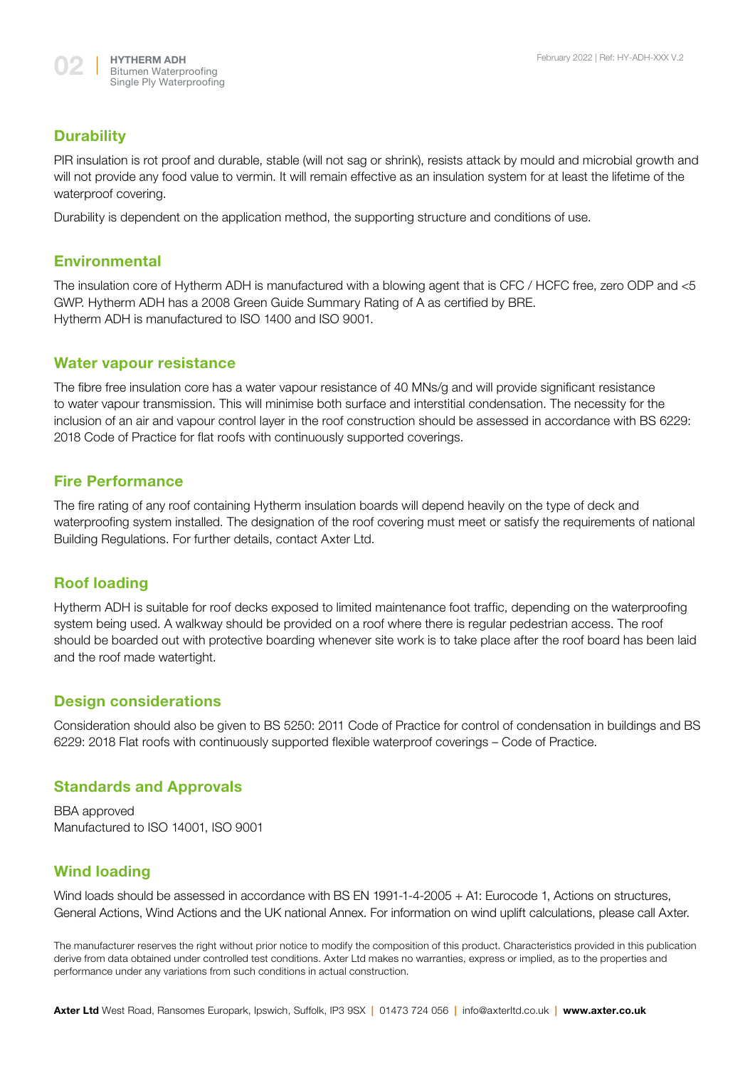## Durability

PIR insulation is rot proof and durable, stable (will not sag or shrink), resists attack by mould and microbial growth and will not provide any food value to vermin. It will remain effective as an insulation system for at least the lifetime of the waterproof covering.

Durability is dependent on the application method, the supporting structure and conditions of use.

## Environmental

The insulation core of Hytherm ADH is manufactured with a blowing agent that is CFC / HCFC free, zero ODP and <5 GWP. Hytherm ADH has a 2008 Green Guide Summary Rating of A as certified by BRE.
Hytherm ADH is manufactured to ISO 1400 and ISO 9001.

## Water vapour resistance

The fibre free insulation core has a water vapour resistance of 40 MNs/g and will provide significant resistance to water vapour transmission. This will minimise both surface and interstitial condensation. The necessity for the inclusion of an air and vapour control layer in the roof construction should be assessed in accordance with BS 6229: 2018 Code of Practice for flat roofs with continuously supported coverings.

## Fire Performance

The fire rating of any roof containing Hytherm insulation boards will depend heavily on the type of deck and waterproofing system installed. The designation of the roof covering must meet or satisfy the requirements of national Building Regulations. For further details, contact Axter Ltd.

## Roof loading

Hytherm ADH is suitable for roof decks exposed to limited maintenance foot traffic, depending on the waterproofing system being used. A walkway should be provided on a roof where there is regular pedestrian access. The roof should be boarded out with protective boarding whenever site work is to take place after the roof board has been laid and the roof made watertight.

## Design considerations

Consideration should also be given to BS 5250: 2011 Code of Practice for control of condensation in buildings and BS 6229: 2018 Flat roofs with continuously supported flexible waterproof coverings – Code of Practice.

## Standards and Approvals

BBA approved
Manufactured to ISO 14001, ISO 9001

## Wind loading

Wind loads should be assessed in accordance with BS EN 1991-1-4-2005 + A1: Eurocode 1, Actions on structures, General Actions, Wind Actions and the UK national Annex. For information on wind uplift calculations, please call Axter.

The manufacturer reserves the right without prior notice to modify the composition of this product. Characteristics provided in this publication derive from data obtained under controlled test conditions. Axter Ltd makes no warranties, express or implied, as to the properties and performance under any variations from such conditions in actual construction.

**Axter Ltd** West Road, Ransomes Europark, Ipswich, Suffolk, IP3 9SX | 01473 724 056 | info@axterltd.co.uk | **www.axter.co.uk**